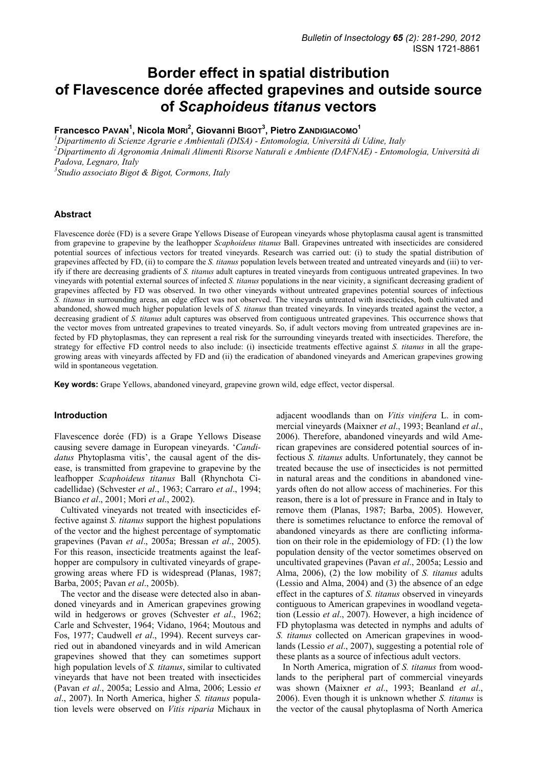# Border effect in spatial distribution of Flavescence dorée affected grapevines and outside source of *Scaphoideus titanus* vectors

**Francesco Pavan[1], Nicola Mori[2], Giovanni Bigot[3], Pietro Zandigiacomo[1]**

[1]Dipartimento di Scienze Agrarie e Ambientali (DISA) - Entomologia, Università di Udine, Italy
[2]Dipartimento di Agronomia Animali Alimenti Risorse Naturali e Ambiente (DAFNAE) - Entomologia, Università di Padova, Legnaro, Italy
[3]Studio associato Bigot & Bigot, Cormons, Italy

## Abstract

Flavescence dorée (FD) is a severe Grape Yellows Disease of European vineyards whose phytoplasma causal agent is transmitted from grapevine to grapevine by the leafhopper *Scaphoideus titanus* Ball. Grapevines untreated with insecticides are considered potential sources of infectious vectors for treated vineyards. Research was carried out: (i) to study the spatial distribution of grapevines affected by FD, (ii) to compare the *S. titanus* population levels between treated and untreated vineyards and (iii) to verify if there are decreasing gradients of *S. titanus* adult captures in treated vineyards from contiguous untreated grapevines. In two vineyards with potential external sources of infected *S. titanus* populations in the near vicinity, a significant decreasing gradient of grapevines affected by FD was observed. In two other vineyards without untreated grapevines potential sources of infectious *S. titanus* in surrounding areas, an edge effect was not observed. The vineyards untreated with insecticides, both cultivated and abandoned, showed much higher population levels of *S. titanus* than treated vineyards. In vineyards treated against the vector, a decreasing gradient of *S. titanus* adult captures was observed from contiguous untreated grapevines. This occurrence shows that the vector moves from untreated grapevines to treated vineyards. So, if adult vectors moving from untreated grapevines are infected by FD phytoplasmas, they can represent a real risk for the surrounding vineyards treated with insecticides. Therefore, the strategy for effective FD control needs to also include: (i) insecticide treatments effective against *S. titanus* in all the grape-growing areas with vineyards affected by FD and (ii) the eradication of abandoned vineyards and American grapevines growing wild in spontaneous vegetation.

**Key words:** Grape Yellows, abandoned vineyard, grapevine grown wild, edge effect, vector dispersal.

## Introduction

Flavescence dorée (FD) is a Grape Yellows Disease causing severe damage in European vineyards. '*Candidatus* Phytoplasma vitis', the causal agent of the disease, is transmitted from grapevine to grapevine by the leafhopper *Scaphoideus titanus* Ball (Rhynchota Cicadellidae) (Schvester *et al*., 1963; Carraro *et al*., 1994; Bianco *et al*., 2001; Mori *et al*., 2002).

Cultivated vineyards not treated with insecticides effective against *S. titanus* support the highest populations of the vector and the highest percentage of symptomatic grapevines (Pavan *et al*., 2005a; Bressan *et al*., 2005). For this reason, insecticide treatments against the leafhopper are compulsory in cultivated vineyards of grape-growing areas where FD is widespread (Planas, 1987; Barba, 2005; Pavan *et al*., 2005b).

The vector and the disease were detected also in abandoned vineyards and in American grapevines growing wild in hedgerows or groves (Schvester *et al*., 1962; Carle and Schvester, 1964; Vidano, 1964; Moutous and Fos, 1977; Caudwell *et al*., 1994). Recent surveys carried out in abandoned vineyards and in wild American grapevines showed that they can sometimes support high population levels of *S. titanus*, similar to cultivated vineyards that have not been treated with insecticides (Pavan *et al*., 2005a; Lessio and Alma, 2006; Lessio *et al*., 2007). In North America, higher *S. titanus* population levels were observed on *Vitis riparia* Michaux in adjacent woodlands than on *Vitis vinifera* L. in commercial vineyards (Maixner *et al*., 1993; Beanland *et al*., 2006). Therefore, abandoned vineyards and wild American grapevines are considered potential sources of infectious *S. titanus* adults. Unfortunately, they cannot be treated because the use of insecticides is not permitted in natural areas and the conditions in abandoned vineyards often do not allow access of machineries. For this reason, there is a lot of pressure in France and in Italy to remove them (Planas, 1987; Barba, 2005). However, there is sometimes reluctance to enforce the removal of abandoned vineyards as there are conflicting information on their role in the epidemiology of FD: (1) the low population density of the vector sometimes observed on uncultivated grapevines (Pavan *et al*., 2005a; Lessio and Alma, 2006), (2) the low mobility of *S. titanus* adults (Lessio and Alma, 2004) and (3) the absence of an edge effect in the captures of *S. titanus* observed in vineyards contiguous to American grapevines in woodland vegetation (Lessio *et al*., 2007). However, a high incidence of FD phytoplasma was detected in nymphs and adults of *S. titanus* collected on American grapevines in woodlands (Lessio *et al*., 2007), suggesting a potential role of these plants as a source of infectious adult vectors.

In North America, migration of *S. titanus* from woodlands to the peripheral part of commercial vineyards was shown (Maixner *et al*., 1993; Beanland *et al*., 2006). Even though it is unknown whether *S. titanus* is the vector of the causal phytoplasma of North America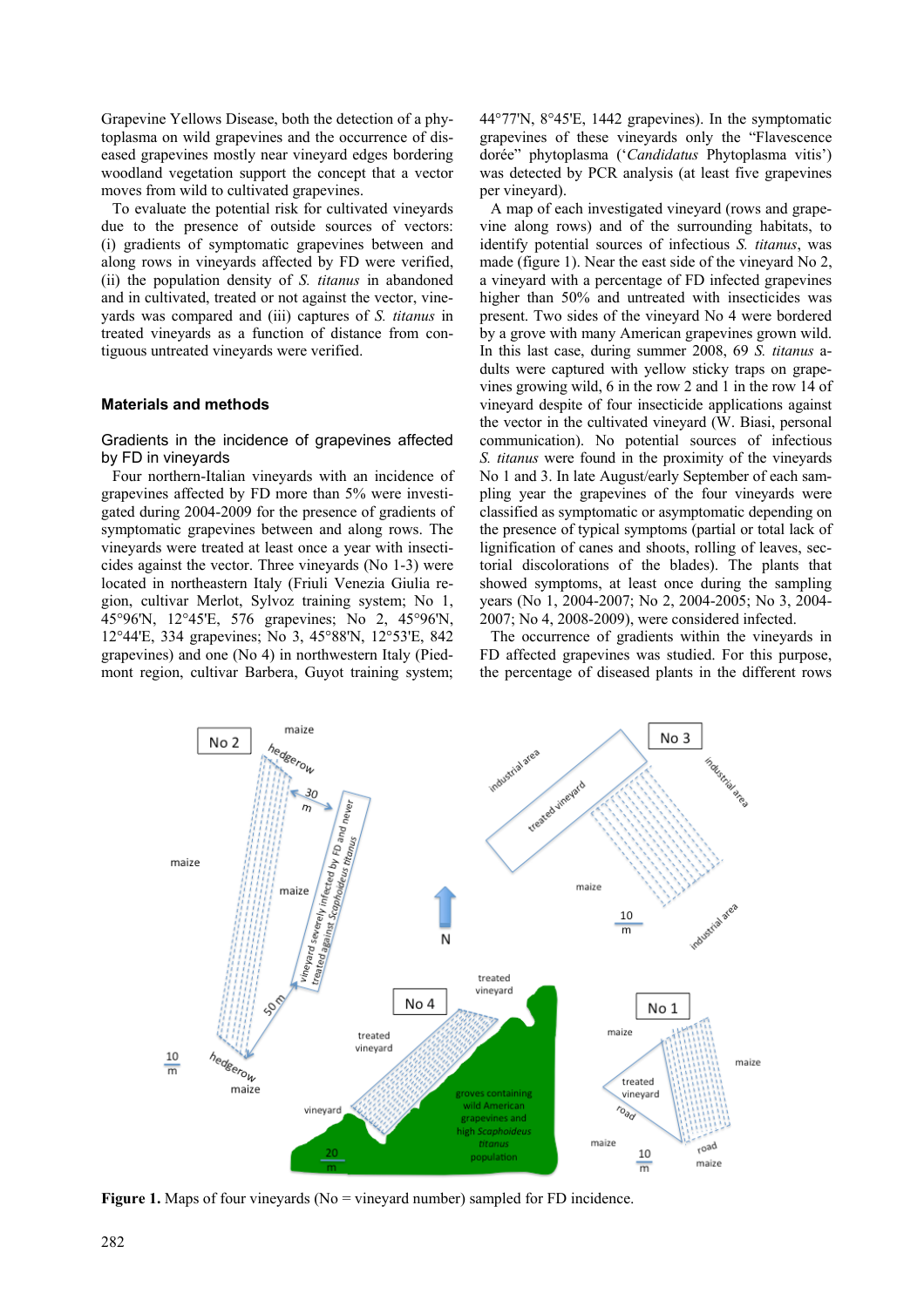Grapevine Yellows Disease, both the detection of a phytoplasma on wild grapevines and the occurrence of diseased grapevines mostly near vineyard edges bordering woodland vegetation support the concept that a vector moves from wild to cultivated grapevines.

To evaluate the potential risk for cultivated vineyards due to the presence of outside sources of vectors: (i) gradients of symptomatic grapevines between and along rows in vineyards affected by FD were verified, (ii) the population density of *S. titanus* in abandoned and in cultivated, treated or not against the vector, vineyards was compared and (iii) captures of *S. titanus* in treated vineyards as a function of distance from contiguous untreated vineyards were verified.

## Materials and methods

### Gradients in the incidence of grapevines affected by FD in vineyards

Four northern-Italian vineyards with an incidence of grapevines affected by FD more than 5% were investigated during 2004-2009 for the presence of gradients of symptomatic grapevines between and along rows. The vineyards were treated at least once a year with insecticides against the vector. Three vineyards (No 1-3) were located in northeastern Italy (Friuli Venezia Giulia region, cultivar Merlot, Sylvoz training system; No 1, 45°96'N, 12°45'E, 576 grapevines; No 2, 45°96'N, 12°44'E, 334 grapevines; No 3, 45°88'N, 12°53'E, 842 grapevines) and one (No 4) in northwestern Italy (Piedmont region, cultivar Barbera, Guyot training system; 44°77'N, 8°45'E, 1442 grapevines). In the symptomatic grapevines of these vineyards only the "Flavescence dorée" phytoplasma ('*Candidatus* Phytoplasma vitis') was detected by PCR analysis (at least five grapevines per vineyard).

A map of each investigated vineyard (rows and grapevine along rows) and of the surrounding habitats, to identify potential sources of infectious *S. titanus*, was made (figure 1). Near the east side of the vineyard No 2, a vineyard with a percentage of FD infected grapevines higher than 50% and untreated with insecticides was present. Two sides of the vineyard No 4 were bordered by a grove with many American grapevines grown wild. In this last case, during summer 2008, 69 *S. titanus* adults were captured with yellow sticky traps on grapevines growing wild, 6 in the row 2 and 1 in the row 14 of vineyard despite of four insecticide applications against the vector in the cultivated vineyard (W. Biasi, personal communication). No potential sources of infectious *S. titanus* were found in the proximity of the vineyards No 1 and 3. In late August/early September of each sampling year the grapevines of the four vineyards were classified as symptomatic or asymptomatic depending on the presence of typical symptoms (partial or total lack of lignification of canes and shoots, rolling of leaves, sectorial discolorations of the blades). The plants that showed symptoms, at least once during the sampling years (No 1, 2004-2007; No 2, 2004-2005; No 3, 2004-2007; No 4, 2008-2009), were considered infected.

The occurrence of gradients within the vineyards in FD affected grapevines was studied. For this purpose, the percentage of diseased plants in the different rows

**Figure 1.** Maps of four vineyards (No = vineyard number) sampled for FD incidence.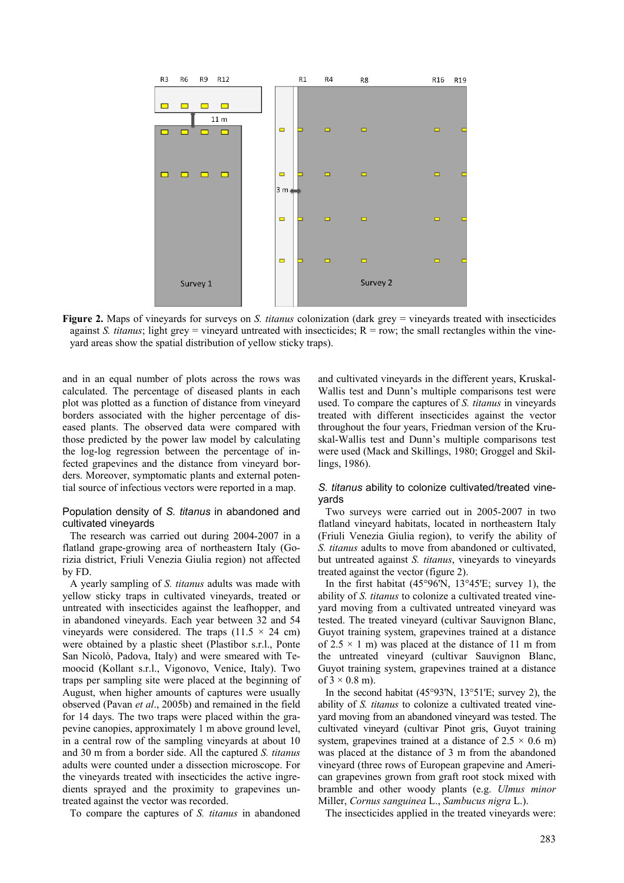**Figure 2.** Maps of vineyards for surveys on *S. titanus* colonization (dark grey = vineyards treated with insecticides against *S. titanus*; light grey = vineyard untreated with insecticides; R = row; the small rectangles within the vineyard areas show the spatial distribution of yellow sticky traps).

and in an equal number of plots across the rows was calculated. The percentage of diseased plants in each plot was plotted as a function of distance from vineyard borders associated with the higher percentage of diseased plants. The observed data were compared with those predicted by the power law model by calculating the log-log regression between the percentage of infected grapevines and the distance from vineyard borders. Moreover, symptomatic plants and external potential source of infectious vectors were reported in a map.

### Population density of *S. titanus* in abandoned and cultivated vineyards

The research was carried out during 2004-2007 in a flatland grape-growing area of northeastern Italy (Gorizia district, Friuli Venezia Giulia region) not affected by FD.

A yearly sampling of *S. titanus* adults was made with yellow sticky traps in cultivated vineyards, treated or untreated with insecticides against the leafhopper, and in abandoned vineyards. Each year between 32 and 54 vineyards were considered. The traps (11.5 × 24 cm) were obtained by a plastic sheet (Plastibor s.r.l., Ponte San Nicolò, Padova, Italy) and were smeared with Temoocid (Kollant s.r.l., Vigonovo, Venice, Italy). Two traps per sampling site were placed at the beginning of August, when higher amounts of captures were usually observed (Pavan *et al*., 2005b) and remained in the field for 14 days. The two traps were placed within the grapevine canopies, approximately 1 m above ground level, in a central row of the sampling vineyards at about 10 and 30 m from a border side. All the captured *S. titanus* adults were counted under a dissection microscope. For the vineyards treated with insecticides the active ingredients sprayed and the proximity to grapevines untreated against the vector was recorded.

To compare the captures of *S. titanus* in abandoned and cultivated vineyards in the different years, Kruskal-Wallis test and Dunn's multiple comparisons test were used. To compare the captures of *S. titanus* in vineyards treated with different insecticides against the vector throughout the four years, Friedman version of the Kruskal-Wallis test and Dunn's multiple comparisons test were used (Mack and Skillings, 1980; Groggel and Skillings, 1986).

### *S. titanus* ability to colonize cultivated/treated vineyards

Two surveys were carried out in 2005-2007 in two flatland vineyard habitats, located in northeastern Italy (Friuli Venezia Giulia region), to verify the ability of *S. titanus* adults to move from abandoned or cultivated, but untreated against *S. titanus*, vineyards to vineyards treated against the vector (figure 2).

In the first habitat (45°96'N, 13°45'E; survey 1), the ability of *S. titanus* to colonize a cultivated treated vineyard moving from a cultivated untreated vineyard was tested. The treated vineyard (cultivar Sauvignon Blanc, Guyot training system, grapevines trained at a distance of 2.5 × 1 m) was placed at the distance of 11 m from the untreated vineyard (cultivar Sauvignon Blanc, Guyot training system, grapevines trained at a distance of 3 × 0.8 m).

In the second habitat (45°93'N, 13°51'E; survey 2), the ability of *S. titanus* to colonize a cultivated treated vineyard moving from an abandoned vineyard was tested. The cultivated vineyard (cultivar Pinot gris, Guyot training system, grapevines trained at a distance of 2.5 × 0.6 m) was placed at the distance of 3 m from the abandoned vineyard (three rows of European grapevine and American grapevines grown from graft root stock mixed with bramble and other woody plants (e.g. *Ulmus minor* Miller, *Cornus sanguinea* L., *Sambucus nigra* L.).

The insecticides applied in the treated vineyards were: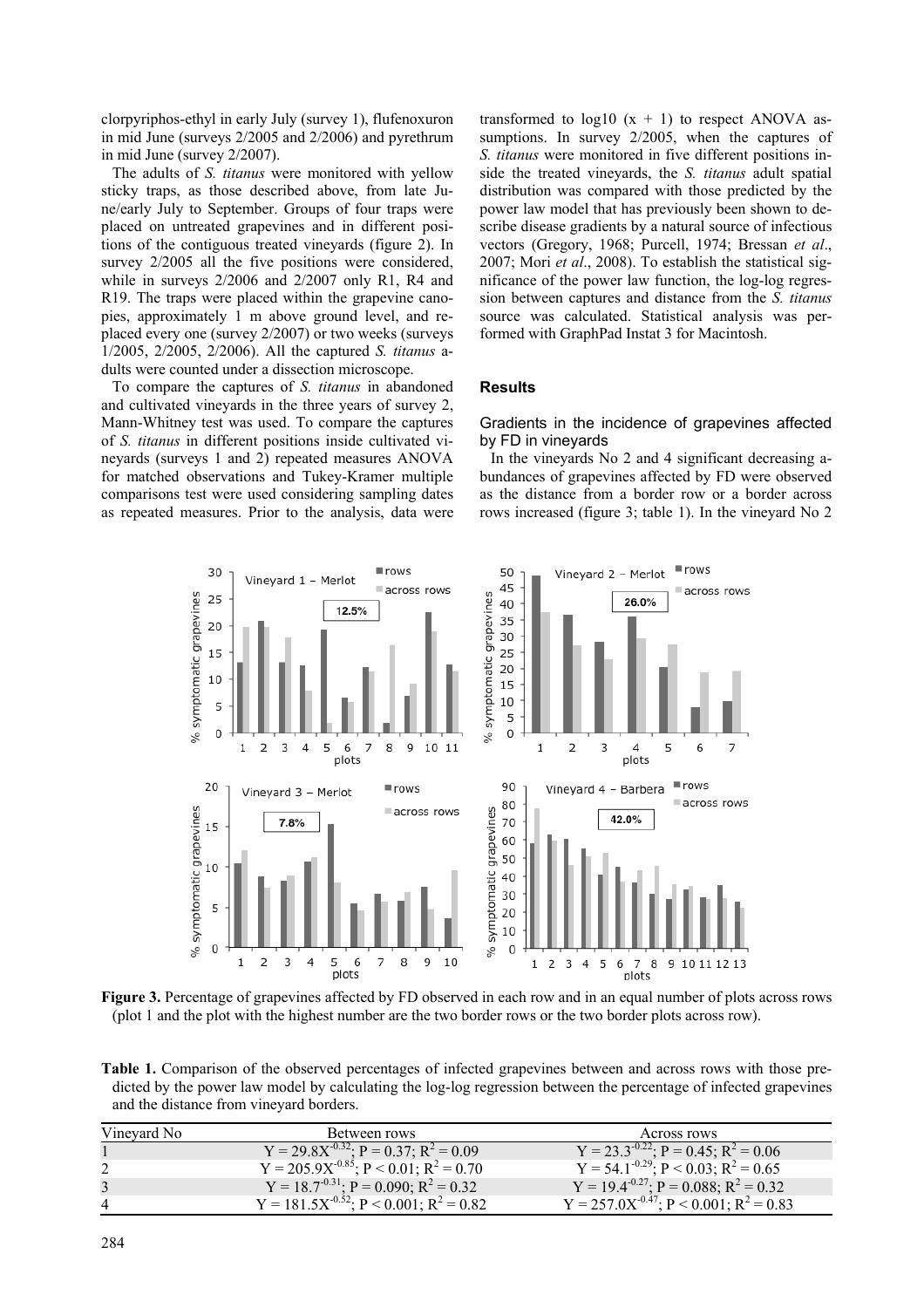clorpyriphos-ethyl in early July (survey 1), flufenoxuron in mid June (surveys 2/2005 and 2/2006) and pyrethrum in mid June (survey 2/2007).

The adults of *S. titanus* were monitored with yellow sticky traps, as those described above, from late June/early July to September. Groups of four traps were placed on untreated grapevines and in different positions of the contiguous treated vineyards (figure 2). In survey 2/2005 all the five positions were considered, while in surveys 2/2006 and 2/2007 only R1, R4 and R19. The traps were placed within the grapevine canopies, approximately 1 m above ground level, and replaced every one (survey 2/2007) or two weeks (surveys 1/2005, 2/2005, 2/2006). All the captured *S. titanus* adults were counted under a dissection microscope.

To compare the captures of *S. titanus* in abandoned and cultivated vineyards in the three years of survey 2, Mann-Whitney test was used. To compare the captures of *S. titanus* in different positions inside cultivated vineyards (surveys 1 and 2) repeated measures ANOVA for matched observations and Tukey-Kramer multiple comparisons test were used considering sampling dates as repeated measures. Prior to the analysis, data were transformed to log10 $(x + 1)$ to respect ANOVA assumptions. In survey 2/2005, when the captures of *S. titanus* were monitored in five different positions inside the treated vineyards, the *S. titanus* adult spatial distribution was compared with those predicted by the power law model that has previously been shown to describe disease gradients by a natural source of infectious vectors (Gregory, 1968; Purcell, 1974; Bressan *et al*., 2007; Mori *et al*., 2008). To establish the statistical significance of the power law function, the log-log regression between captures and distance from the *S. titanus* source was calculated. Statistical analysis was performed with GraphPad Instat 3 for Macintosh.

## Results

### Gradients in the incidence of grapevines affected by FD in vineyards

In the vineyards No 2 and 4 significant decreasing abundances of grapevines affected by FD were observed as the distance from a border row or a border across rows increased (figure 3; table 1). In the vineyard No 2

**Figure 3.** Percentage of grapevines affected by FD observed in each row and in an equal number of plots across rows (plot 1 and the plot with the highest number are the two border rows or the two border plots across row).

**Table 1.** Comparison of the observed percentages of infected grapevines between and across rows with those predicted by the power law model by calculating the log-log regression between the percentage of infected grapevines and the distance from vineyard borders.

| Vineyard No | Between rows | Across rows |
|---|---|---|
| 1 | $Y = 29.8X^{-0.32}$; $P = 0.37$; $R^2 = 0.09$ | $Y = 23.3^{-0.22}$; $P = 0.45$; $R^2 = 0.06$ |
| 2 | $Y = 205.9X^{-0.85}$; $P < 0.01$; $R^2 = 0.70$ | $Y = 54.1^{-0.29}$; $P < 0.03$; $R^2 = 0.65$ |
| 3 | $Y = 18.7^{-0.31}$; $P = 0.090$; $R^2 = 0.32$ | $Y = 19.4^{-0.27}$; $P = 0.088$; $R^2 = 0.32$ |
| 4 | $Y = 181.5X^{-0.52}$; $P < 0.001$; $R^2 = 0.82$ | $Y = 257.0X^{-0.47}$; $P < 0.001$; $R^2 = 0.83$ |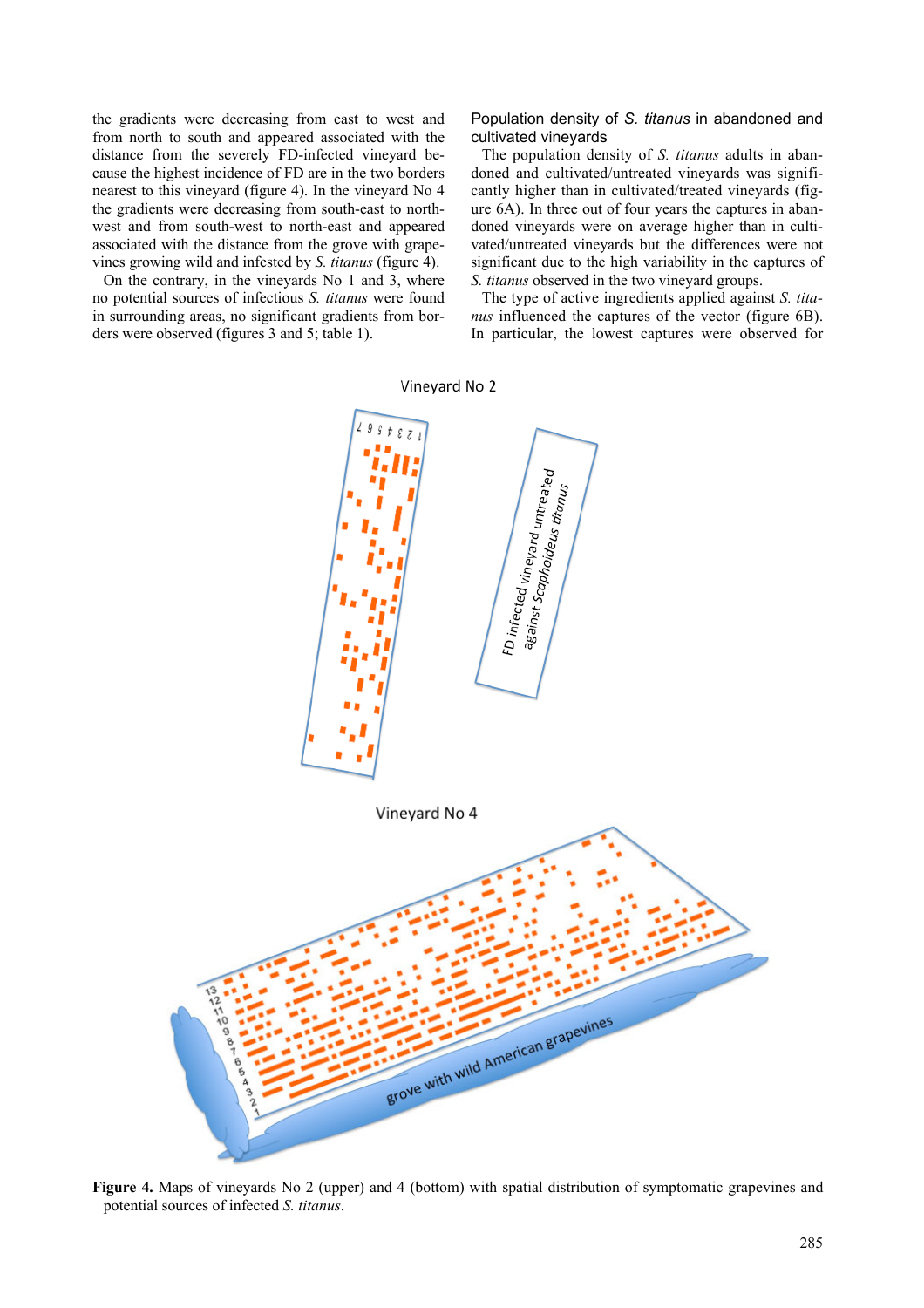the gradients were decreasing from east to west and from north to south and appeared associated with the distance from the severely FD-infected vineyard because the highest incidence of FD are in the two borders nearest to this vineyard (figure 4). In the vineyard No 4 the gradients were decreasing from south-east to north-west and from south-west to north-east and appeared associated with the distance from the grove with grapevines growing wild and infested by *S. titanus* (figure 4).

On the contrary, in the vineyards No 1 and 3, where no potential sources of infectious *S. titanus* were found in surrounding areas, no significant gradients from borders were observed (figures 3 and 5; table 1).

### Population density of *S. titanus* in abandoned and cultivated vineyards

The population density of *S. titanus* adults in abandoned and cultivated/untreated vineyards was significantly higher than in cultivated/treated vineyards (figure 6A). In three out of four years the captures in abandoned vineyards were on average higher than in cultivated/untreated vineyards but the differences were not significant due to the high variability in the captures of *S. titanus* observed in the two vineyard groups.

The type of active ingredients applied against *S. titanus* influenced the captures of the vector (figure 6B). In particular, the lowest captures were observed for

**Figure 4.** Maps of vineyards No 2 (upper) and 4 (bottom) with spatial distribution of symptomatic grapevines and potential sources of infected *S. titanus*.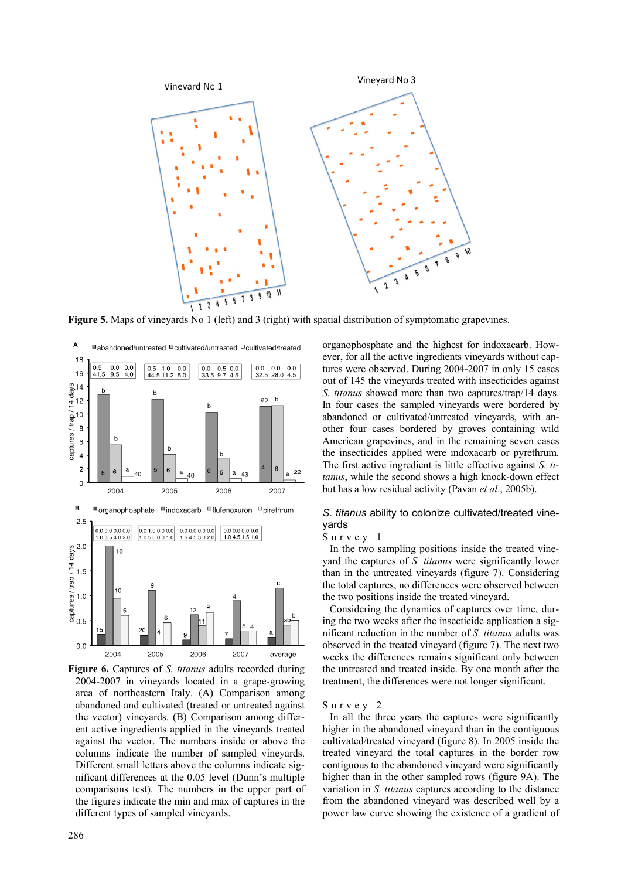Figure 5. Maps of vineyards No 1 (left) and 3 (right) with spatial distribution of symptomatic grapevines.

Figure 6. Captures of *S. titanus* adults recorded during 2004-2007 in vineyards located in a grape-growing area of northeastern Italy. (A) Comparison among abandoned and cultivated (treated or untreated against the vector) vineyards. (B) Comparison among different active ingredients applied in the vineyards treated against the vector. The numbers inside or above the columns indicate the number of sampled vineyards. Different small letters above the columns indicate significant differences at the 0.05 level (Dunn's multiple comparisons test). The numbers in the upper part of the figures indicate the min and max of captures in the different types of sampled vineyards.

organophosphate and the highest for indoxacarb. However, for all the active ingredients vineyards without captures were observed. During 2004-2007 in only 15 cases out of 145 the vineyards treated with insecticides against *S. titanus* showed more than two captures/trap/14 days. In four cases the sampled vineyards were bordered by abandoned or cultivated/untreated vineyards, with another four cases bordered by groves containing wild American grapevines, and in the remaining seven cases the insecticides applied were indoxacarb or pyrethrum. The first active ingredient is little effective against *S. titanus*, while the second shows a high knock-down effect but has a low residual activity (Pavan *et al.*, 2005b).

## *S. titanus* ability to colonize cultivated/treated vineyards

### Survey 1

In the two sampling positions inside the treated vineyard the captures of *S. titanus* were significantly lower than in the untreated vineyards (figure 7). Considering the total captures, no differences were observed between the two positions inside the treated vineyard.

Considering the dynamics of captures over time, during the two weeks after the insecticide application a significant reduction in the number of *S. titanus* adults was observed in the treated vineyard (figure 7). The next two weeks the differences remains significant only between the untreated and treated inside. By one month after the treatment, the differences were not longer significant.

### Survey 2

In all the three years the captures were significantly higher in the abandoned vineyard than in the contiguous cultivated/treated vineyard (figure 8). In 2005 inside the treated vineyard the total captures in the border row contiguous to the abandoned vineyard were significantly higher than the other sampled rows (figure 9A). The variation in *S. titanus* captures according to the distance from the abandoned vineyard was described well by a power law curve showing the existence of a gradient of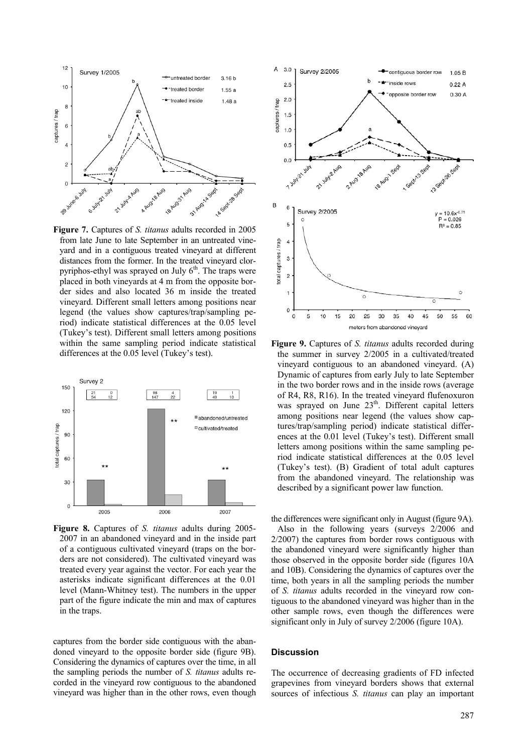**Figure 7.** Captures of *S. titanus* adults recorded in 2005 from late June to late September in an untreated vineyard and in a contiguous treated vineyard at different distances from the former. In the treated vineyard clorpyriphos-ethyl was sprayed on July 6[th]. The traps were placed in both vineyards at 4 m from the opposite border sides and also located 36 m inside the treated vineyard. Different small letters among positions near legend (the values show captures/trap/sampling period) indicate statistical differences at the 0.05 level (Tukey's test). Different small letters among positions within the same sampling period indicate statistical differences at the 0.05 level (Tukey's test).

**Figure 8.** Captures of *S. titanus* adults during 2005-2007 in an abandoned vineyard and in the inside part of a contiguous cultivated vineyard (traps on the borders are not considered). The cultivated vineyard was treated every year against the vector. For each year the asterisks indicate significant differences at the 0.01 level (Mann-Whitney test). The numbers in the upper part of the figure indicate the min and max of captures in the traps.

captures from the border side contiguous with the abandoned vineyard to the opposite border side (figure 9B). Considering the dynamics of captures over the time, in all the sampling periods the number of *S. titanus* adults recorded in the vineyard row contiguous to the abandoned vineyard was higher than in the other rows, even though the differences were significant only in August (figure 9A).

**Figure 9.** Captures of *S. titanus* adults recorded during the summer in survey 2/2005 in a cultivated/treated vineyard contiguous to an abandoned vineyard. (A) Dynamic of captures from early July to late September in the two border rows and in the inside rows (average of R4, R8, R16). In the treated vineyard flufenoxuron was sprayed on June 23[th]. Different capital letters among positions near legend (the values show captures/trap/sampling period) indicate statistical differences at the 0.01 level (Tukey's test). Different small letters among positions within the same sampling period indicate statistical differences at the 0.05 level (Tukey's test). (B) Gradient of total adult captures from the abandoned vineyard. The relationship was described by a significant power law function.

Also in the following years (surveys 2/2006 and 2/2007) the captures from border rows contiguous with the abandoned vineyard were significantly higher than those observed in the opposite border side (figures 10A and 10B). Considering the dynamics of captures over the time, both years in all the sampling periods the number of *S. titanus* adults recorded in the vineyard row contiguous to the abandoned vineyard was higher than in the other sample rows, even though the differences were significant only in July of survey 2/2006 (figure 10A).

## Discussion

The occurrence of decreasing gradients of FD infected grapevines from vineyard borders shows that external sources of infectious *S. titanus* can play an important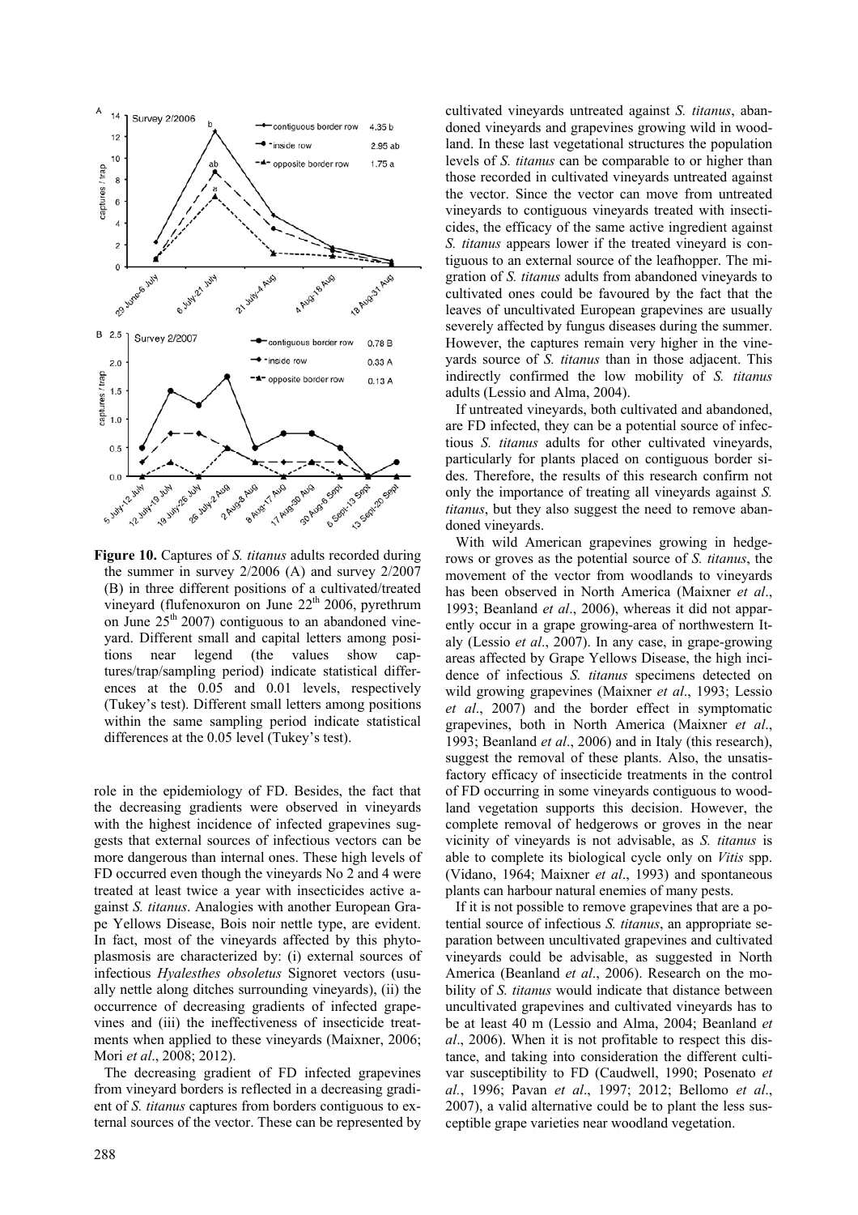**Figure 10.** Captures of *S. titanus* adults recorded during the summer in survey 2/2006 (A) and survey 2/2007 (B) in three different positions of a cultivated/treated vineyard (flufenoxuron on June 22[th] 2006, pyrethrum on June 25[th] 2007) contiguous to an abandoned vineyard. Different small and capital letters among positions near legend (the values show captures/trap/sampling period) indicate statistical differences at the 0.05 and 0.01 levels, respectively (Tukey's test). Different small letters among positions within the same sampling period indicate statistical differences at the 0.05 level (Tukey's test).

role in the epidemiology of FD. Besides, the fact that the decreasing gradients were observed in vineyards with the highest incidence of infected grapevines suggests that external sources of infectious vectors can be more dangerous than internal ones. These high levels of FD occurred even though the vineyards No 2 and 4 were treated at least twice a year with insecticides active against *S. titanus*. Analogies with another European Grape Yellows Disease, Bois noir nettle type, are evident. In fact, most of the vineyards affected by this phytoplasmosis are characterized by: (i) external sources of infectious *Hyalesthes obsoletus* Signoret vectors (usually nettle along ditches surrounding vineyards), (ii) the occurrence of decreasing gradients of infected grapevines and (iii) the ineffectiveness of insecticide treatments when applied to these vineyards (Maixner, 2006; Mori *et al*., 2008; 2012).

The decreasing gradient of FD infected grapevines from vineyard borders is reflected in a decreasing gradient of *S. titanus* captures from borders contiguous to external sources of the vector. These can be represented by cultivated vineyards untreated against *S. titanus*, abandoned vineyards and grapevines growing wild in woodland. In these last vegetational structures the population levels of *S. titanus* can be comparable to or higher than those recorded in cultivated vineyards untreated against the vector. Since the vector can move from untreated vineyards to contiguous vineyards treated with insecticides, the efficacy of the same active ingredient against *S. titanus* appears lower if the treated vineyard is contiguous to an external source of the leafhopper. The migration of *S. titanus* adults from abandoned vineyards to cultivated ones could be favoured by the fact that the leaves of uncultivated European grapevines are usually severely affected by fungus diseases during the summer. However, the captures remain very higher in the vineyards source of *S. titanus* than in those adjacent. This indirectly confirmed the low mobility of *S. titanus* adults (Lessio and Alma, 2004).

If untreated vineyards, both cultivated and abandoned, are FD infected, they can be a potential source of infectious *S. titanus* adults for other cultivated vineyards, particularly for plants placed on contiguous border sides. Therefore, the results of this research confirm not only the importance of treating all vineyards against *S. titanus*, but they also suggest the need to remove abandoned vineyards.

With wild American grapevines growing in hedgerows or groves as the potential source of *S. titanus*, the movement of the vector from woodlands to vineyards has been observed in North America (Maixner *et al*., 1993; Beanland *et al*., 2006), whereas it did not apparently occur in a grape growing-area of northwestern Italy (Lessio *et al*., 2007). In any case, in grape-growing areas affected by Grape Yellows Disease, the high incidence of infectious *S. titanus* specimens detected on wild growing grapevines (Maixner *et al*., 1993; Lessio *et al*., 2007) and the border effect in symptomatic grapevines, both in North America (Maixner *et al*., 1993; Beanland *et al*., 2006) and in Italy (this research), suggest the removal of these plants. Also, the unsatisfactory efficacy of insecticide treatments in the control of FD occurring in some vineyards contiguous to woodland vegetation supports this decision. However, the complete removal of hedgerows or groves in the near vicinity of vineyards is not advisable, as *S. titanus* is able to complete its biological cycle only on *Vitis* spp. (Vidano, 1964; Maixner *et al*., 1993) and spontaneous plants can harbour natural enemies of many pests.

If it is not possible to remove grapevines that are a potential source of infectious *S. titanus*, an appropriate separation between uncultivated grapevines and cultivated vineyards could be advisable, as suggested in North America (Beanland *et al*., 2006). Research on the mobility of *S. titanus* would indicate that distance between uncultivated grapevines and cultivated vineyards has to be at least 40 m (Lessio and Alma, 2004; Beanland *et al*., 2006). When it is not profitable to respect this distance, and taking into consideration the different cultivar susceptibility to FD (Caudwell, 1990; Posenato *et al.*, 1996; Pavan *et al*., 1997; 2012; Bellomo *et al*., 2007), a valid alternative could be to plant the less susceptible grape varieties near woodland vegetation.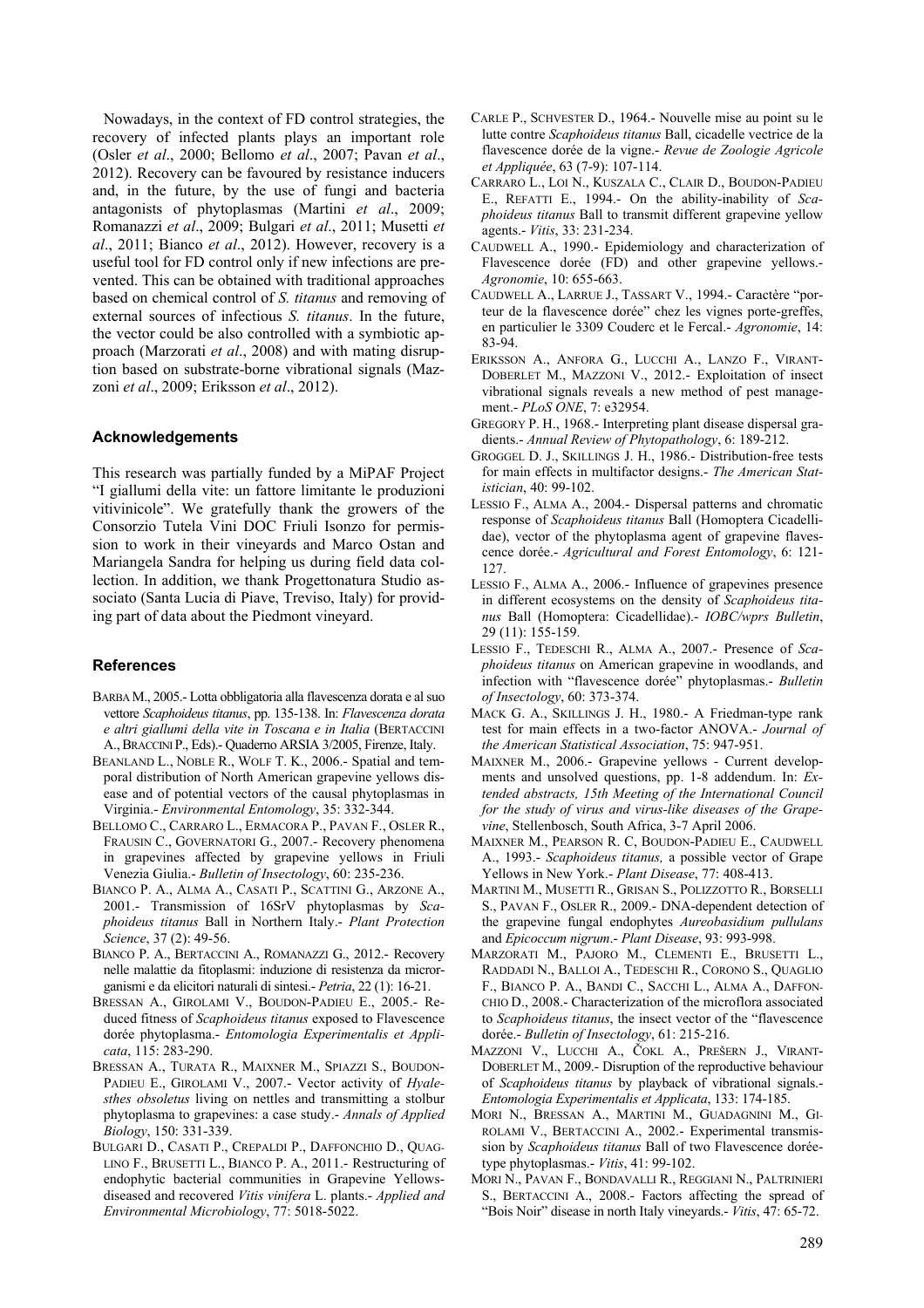Nowadays, in the context of FD control strategies, the recovery of infected plants plays an important role (Osler *et al*., 2000; Bellomo *et al*., 2007; Pavan *et al*., 2012). Recovery can be favoured by resistance inducers and, in the future, by the use of fungi and bacteria antagonists of phytoplasmas (Martini *et al*., 2009; Romanazzi *et al*., 2009; Bulgari *et al*., 2011; Musetti *et al*., 2011; Bianco *et al*., 2012). However, recovery is a useful tool for FD control only if new infections are prevented. This can be obtained with traditional approaches based on chemical control of *S. titanus* and removing of external sources of infectious *S. titanus*. In the future, the vector could be also controlled with a symbiotic approach (Marzorati *et al*., 2008) and with mating disruption based on substrate-borne vibrational signals (Mazzoni *et al*., 2009; Eriksson *et al*., 2012).

## Acknowledgements

This research was partially funded by a MiPAF Project "I giallumi della vite: un fattore limitante le produzioni vitivinicole". We gratefully thank the growers of the Consorzio Tutela Vini DOC Friuli Isonzo for permission to work in their vineyards and Marco Ostan and Mariangela Sandra for helping us during field data collection. In addition, we thank Progettonatura Studio associato (Santa Lucia di Piave, Treviso, Italy) for providing part of data about the Piedmont vineyard.

## References

BARBA M., 2005.- Lotta obbligatoria alla flavescenza dorata e al suo vettore *Scaphoideus titanus*, pp. 135-138. In: *Flavescenza dorata e altri giallumi della vite in Toscana e in Italia* (BERTACCINI A., BRACCINI P., Eds).- Quaderno ARSIA 3/2005, Firenze, Italy.

BEANLAND L., NOBLE R., WOLF T. K., 2006.- Spatial and temporal distribution of North American grapevine yellows disease and of potential vectors of the causal phytoplasmas in Virginia.- *Environmental Entomology*, 35: 332-344.

BELLOMO C., CARRARO L., ERMACORA P., PAVAN F., OSLER R., FRAUSIN C., GOVERNATORI G., 2007.- Recovery phenomena in grapevines affected by grapevine yellows in Friuli Venezia Giulia.- *Bulletin of Insectology*, 60: 235-236.

BIANCO P. A., ALMA A., CASATI P., SCATTINI G., ARZONE A., 2001.- Transmission of 16SrV phytoplasmas by *Scaphoideus titanus* Ball in Northern Italy.- *Plant Protection Science*, 37 (2): 49-56.

BIANCO P. A., BERTACCINI A., ROMANAZZI G., 2012.- Recovery nelle malattie da fitoplasmi: induzione di resistenza da microrganismi e da elicitori naturali di sintesi.- *Petria*, 22 (1): 16-21.

BRESSAN A., GIROLAMI V., BOUDON-PADIEU E., 2005.- Reduced fitness of *Scaphoideus titanus* exposed to Flavescence dorée phytoplasma.- *Entomologia Experimentalis et Applicata*, 115: 283-290.

BRESSAN A., TURATA R., MAIXNER M., SPIAZZI S., BOUDON-PADIEU E., GIROLAMI V., 2007.- Vector activity of *Hyalesthes obsoletus* living on nettles and transmitting a stolbur phytoplasma to grapevines: a case study.- *Annals of Applied Biology*, 150: 331-339.

BULGARI D., CASATI P., CREPALDI P., DAFFONCHIO D., QUAGLINO F., BRUSETTI L., BIANCO P. A., 2011.- Restructuring of endophytic bacterial communities in Grapevine Yellows-diseased and recovered *Vitis vinifera* L. plants.- *Applied and Environmental Microbiology*, 77: 5018-5022.

CARLE P., SCHVESTER D., 1964.- Nouvelle mise au point su le lutte contre *Scaphoideus titanus* Ball, cicadelle vectrice de la flavescence dorée de la vigne.- *Revue de Zoologie Agricole et Appliquée*, 63 (7-9): 107-114.

CARRARO L., LOI N., KUSZALA C., CLAIR D., BOUDON-PADIEU E., REFATTI E., 1994.- On the ability-inability of *Scaphoideus titanus* Ball to transmit different grapevine yellow agents.- *Vitis*, 33: 231-234.

CAUDWELL A., 1990.- Epidemiology and characterization of Flavescence dorée (FD) and other grapevine yellows.- *Agronomie*, 10: 655-663.

CAUDWELL A., LARRUE J., TASSART V., 1994.- Caractère "porteur de la flavescence dorée" chez les vignes porte-greffes, en particulier le 3309 Couderc et le Fercal.- *Agronomie*, 14: 83-94.

ERIKSSON A., ANFORA G., LUCCHI A., LANZO F., VIRANT-DOBERLET M., MAZZONI V., 2012.- Exploitation of insect vibrational signals reveals a new method of pest management.- *PLoS ONE*, 7: e32954.

GREGORY P. H., 1968.- Interpreting plant disease dispersal gradients.- *Annual Review of Phytopathology*, 6: 189-212.

GROGGEL D. J., SKILLINGS J. H., 1986.- Distribution-free tests for main effects in multifactor designs.- *The American Statistician*, 40: 99-102.

LESSIO F., ALMA A., 2004.- Dispersal patterns and chromatic response of *Scaphoideus titanus* Ball (Homoptera Cicadellidae), vector of the phytoplasma agent of grapevine flavescence dorée.- *Agricultural and Forest Entomology*, 6: 121-127.

LESSIO F., ALMA A., 2006.- Influence of grapevines presence in different ecosystems on the density of *Scaphoideus titanus* Ball (Homoptera: Cicadellidae).- *IOBC/wprs Bulletin*, 29 (11): 155-159.

LESSIO F., TEDESCHI R., ALMA A., 2007.- Presence of *Scaphoideus titanus* on American grapevine in woodlands, and infection with "flavescence dorée" phytoplasmas.- *Bulletin of Insectology*, 60: 373-374.

MACK G. A., SKILLINGS J. H., 1980.- A Friedman-type rank test for main effects in a two-factor ANOVA.- *Journal of the American Statistical Association*, 75: 947-951.

MAIXNER M., 2006.- Grapevine yellows - Current developments and unsolved questions, pp. 1-8 addendum. In: *Extended abstracts, 15th Meeting of the International Council for the study of virus and virus-like diseases of the Grapevine*, Stellenbosch, South Africa, 3-7 April 2006.

MAIXNER M., PEARSON R. C, BOUDON-PADIEU E., CAUDWELL A., 1993.- *Scaphoideus titanus,* a possible vector of Grape Yellows in New York.- *Plant Disease*, 77: 408-413.

MARTINI M., MUSETTI R., GRISAN S., POLIZZOTTO R., BORSELLI S., PAVAN F., OSLER R., 2009.- DNA-dependent detection of the grapevine fungal endophytes *Aureobasidium pullulans* and *Epicoccum nigrum*.- *Plant Disease*, 93: 993-998.

MARZORATI M., PAJORO M., CLEMENTI E., BRUSETTI L., RADDADI N., BALLOI A., TEDESCHI R., CORONO S., QUAGLIO F., BIANCO P. A., BANDI C., SACCHI L., ALMA A., DAFFONCHIO D., 2008.- Characterization of the microflora associated to *Scaphoideus titanus*, the insect vector of the "flavescence dorée.- *Bulletin of Insectology*, 61: 215-216.

MAZZONI V., LUCCHI A., ČOKL A., PREŠERN J., VIRANT-DOBERLET M., 2009.- Disruption of the reproductive behaviour of *Scaphoideus titanus* by playback of vibrational signals.- *Entomologia Experimentalis et Applicata*, 133: 174-185.

MORI N., BRESSAN A., MARTINI M., GUADAGNINI M., GIROLAMI V., BERTACCINI A., 2002.- Experimental transmission by *Scaphoideus titanus* Ball of two Flavescence dorée-type phytoplasmas.- *Vitis*, 41: 99-102.

MORI N., PAVAN F., BONDAVALLI R., REGGIANI N., PALTRINIERI S., BERTACCINI A., 2008.- Factors affecting the spread of "Bois Noir" disease in north Italy vineyards.- *Vitis*, 47: 65-72.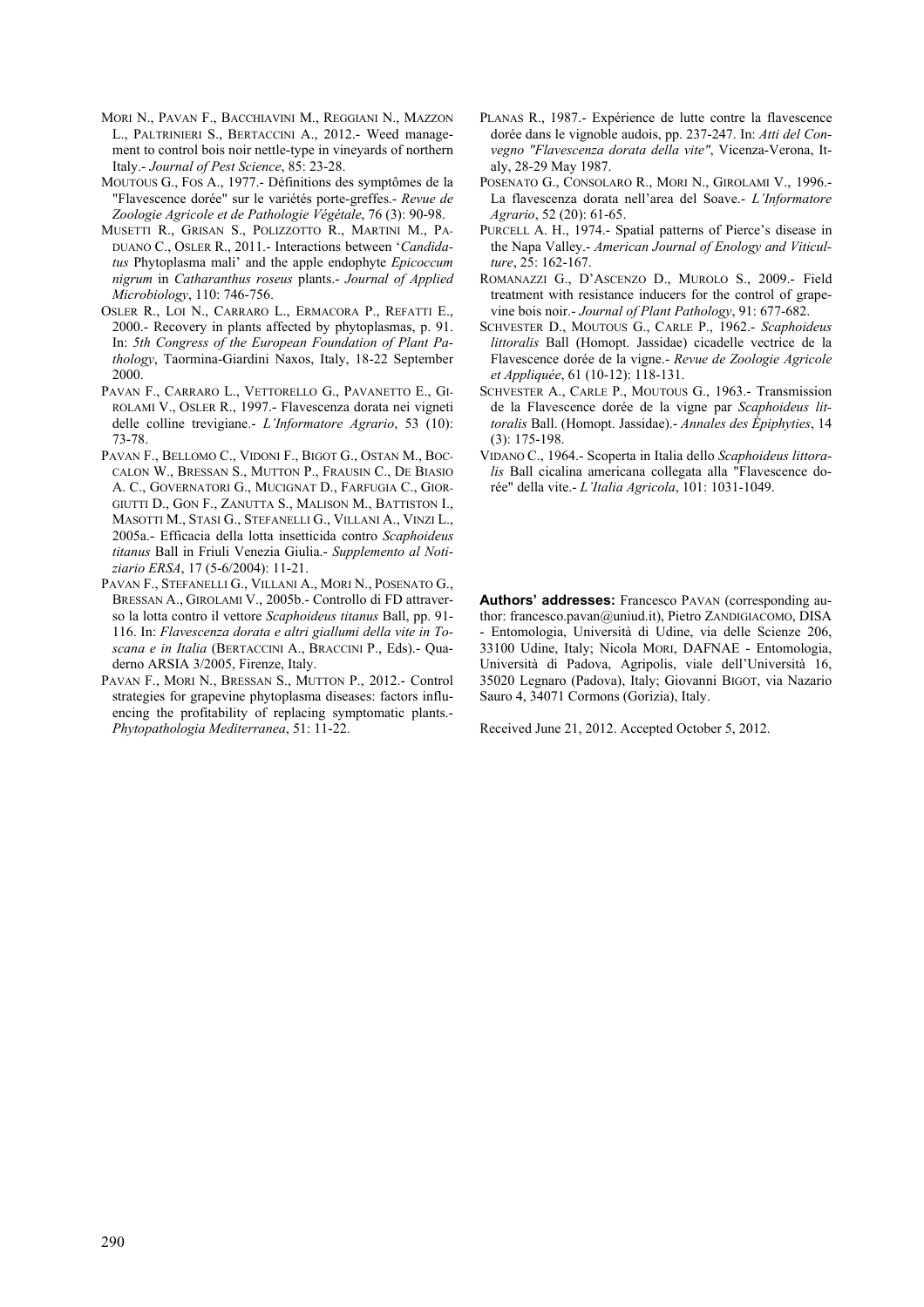MORI N., PAVAN F., BACCHIAVINI M., REGGIANI N., MAZZON L., PALTRINIERI S., BERTACCINI A., 2012.- Weed management to control bois noir nettle-type in vineyards of northern Italy.- *Journal of Pest Science*, 85: 23-28.

MOUTOUS G., FOS A., 1977.- Définitions des symptômes de la "Flavescence dorée" sur le variétés porte-greffes.- *Revue de Zoologie Agricole et de Pathologie Végétale*, 76 (3): 90-98.

MUSETTI R., GRISAN S., POLIZZOTTO R., MARTINI M., PADUANO C., OSLER R., 2011.- Interactions between '*Candidatus* Phytoplasma mali' and the apple endophyte *Epicoccum nigrum* in *Catharanthus roseus* plants.- *Journal of Applied Microbiology*, 110: 746-756.

OSLER R., LOI N., CARRARO L., ERMACORA P., REFATTI E., 2000.- Recovery in plants affected by phytoplasmas, p. 91. In: *5th Congress of the European Foundation of Plant Pathology*, Taormina-Giardini Naxos, Italy, 18-22 September 2000.

PAVAN F., CARRARO L., VETTORELLO G., PAVANETTO E., GIROLAMI V., OSLER R., 1997.- Flavescenza dorata nei vigneti delle colline trevigiane.- *L'Informatore Agrario*, 53 (10): 73-78.

PAVAN F., BELLOMO C., VIDONI F., BIGOT G., OSTAN M., BOCCALON W., BRESSAN S., MUTTON P., FRAUSIN C., DE BIASIO A. C., GOVERNATORI G., MUCIGNAT D., FARFUGIA C., GIORGIUTTI D., GON F., ZANUTTA S., MALISON M., BATTISTON I., MASOTTI M., STASI G., STEFANELLI G., VILLANI A., VINZI L., 2005a.- Efficacia della lotta insetticida contro *Scaphoideus titanus* Ball in Friuli Venezia Giulia.- *Supplemento al Notiziario ERSA*, 17 (5-6/2004): 11-21.

PAVAN F., STEFANELLI G., VILLANI A., MORI N., POSENATO G., BRESSAN A., GIROLAMI V., 2005b.- Controllo di FD attraverso la lotta contro il vettore *Scaphoideus titanus* Ball, pp. 91-116. In: *Flavescenza dorata e altri giallumi della vite in Toscana e in Italia* (BERTACCINI A., BRACCINI P., Eds).- Quaderno ARSIA 3/2005, Firenze, Italy.

PAVAN F., MORI N., BRESSAN S., MUTTON P., 2012.- Control strategies for grapevine phytoplasma diseases: factors influencing the profitability of replacing symptomatic plants.- *Phytopathologia Mediterranea*, 51: 11-22.

PLANAS R., 1987.- Expérience de lutte contre la flavescence dorée dans le vignoble audois, pp. 237-247. In: *Atti del Convegno "Flavescenza dorata della vite"*, Vicenza-Verona, Italy, 28-29 May 1987.

POSENATO G., CONSOLARO R., MORI N., GIROLAMI V., 1996.- La flavescenza dorata nell'area del Soave.- *L'Informatore Agrario*, 52 (20): 61-65.

PURCELL A. H., 1974.- Spatial patterns of Pierce's disease in the Napa Valley.- *American Journal of Enology and Viticulture*, 25: 162-167.

ROMANAZZI G., D'ASCENZO D., MUROLO S., 2009.- Field treatment with resistance inducers for the control of grapevine bois noir.- *Journal of Plant Pathology*, 91: 677-682.

SCHVESTER D., MOUTOUS G., CARLE P., 1962.- *Scaphoideus littoralis* Ball (Homopt. Jassidae) cicadelle vectrice de la Flavescence dorée de la vigne.- *Revue de Zoologie Agricole et Appliquée*, 61 (10-12): 118-131.

SCHVESTER A., CARLE P., MOUTOUS G., 1963.- Transmission de la Flavescence dorée de la vigne par *Scaphoideus littoralis* Ball. (Homopt. Jassidae).- *Annales des Épiphyties*, 14 (3): 175-198.

VIDANO C., 1964.- Scoperta in Italia dello *Scaphoideus littoralis* Ball cicalina americana collegata alla "Flavescence dorée" della vite.- *L'Italia Agricola*, 101: 1031-1049.

**Authors' addresses:** Francesco PAVAN (corresponding author: francesco.pavan@uniud.it), Pietro ZANDIGIACOMO, DISA - Entomologia, Università di Udine, via delle Scienze 206, 33100 Udine, Italy; Nicola MORI, DAFNAE - Entomologia, Università di Padova, Agripolis, viale dell'Università 16, 35020 Legnaro (Padova), Italy; Giovanni BIGOT, via Nazario Sauro 4, 34071 Cormons (Gorizia), Italy.

Received June 21, 2012. Accepted October 5, 2012.